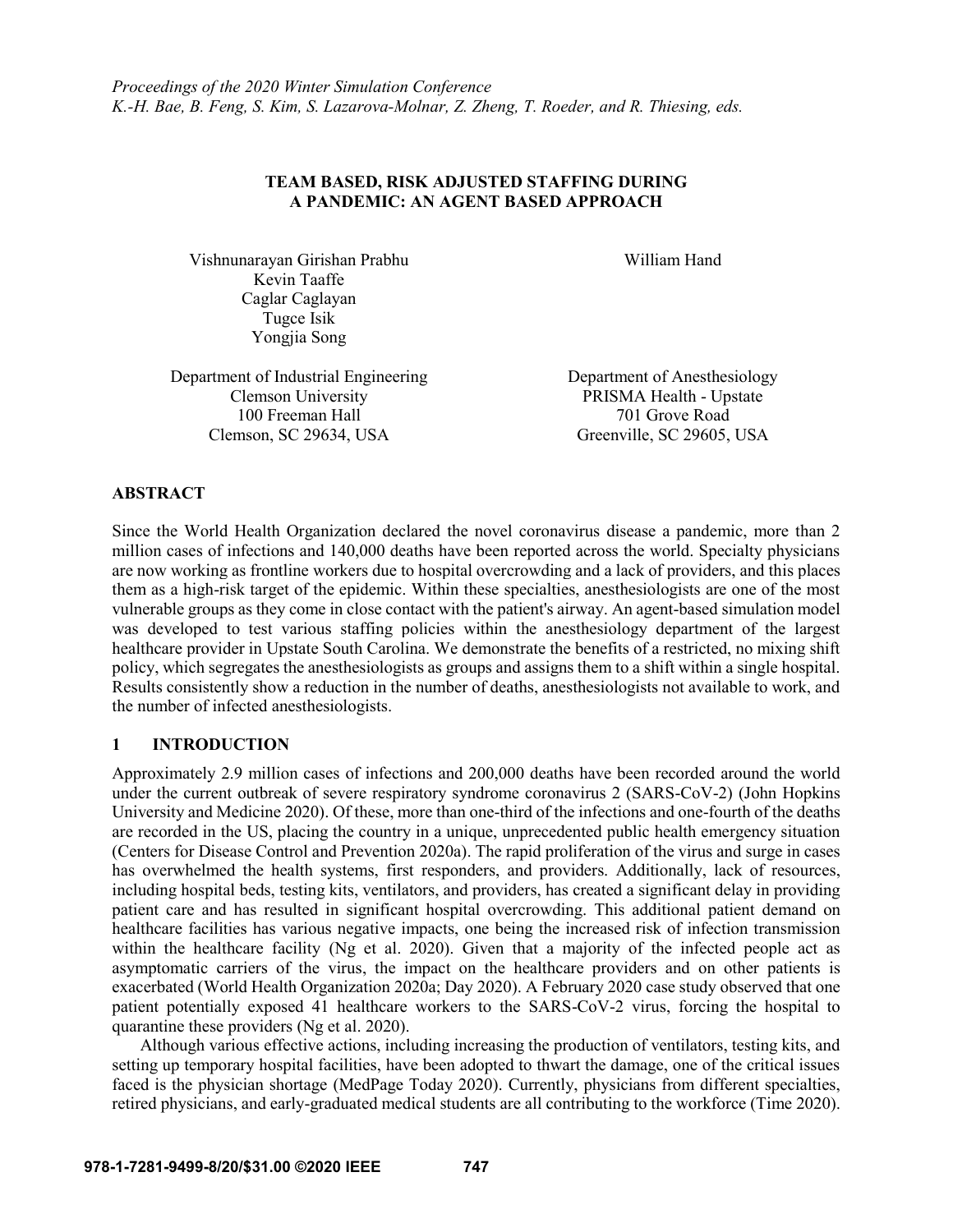*Proceedings of the 2020 Winter Simulation Conference*
*K.-H. Bae, B. Feng, S. Kim, S. Lazarova-Molnar, Z. Zheng, T. Roeder, and R. Thiesing, eds.*

# TEAM BASED, RISK ADJUSTED STAFFING DURING A PANDEMIC: AN AGENT BASED APPROACH

Vishnunarayan Girishan Prabhu
Kevin Taaffe
Caglar Caglayan
Tugce Isik
Yongjia Song

Department of Industrial Engineering
Clemson University
100 Freeman Hall
Clemson, SC 29634, USA

William Hand

Department of Anesthesiology
PRISMA Health - Upstate
701 Grove Road
Greenville, SC 29605, USA

## ABSTRACT

Since the World Health Organization declared the novel coronavirus disease a pandemic, more than 2 million cases of infections and 140,000 deaths have been reported across the world. Specialty physicians are now working as frontline workers due to hospital overcrowding and a lack of providers, and this places them as a high-risk target of the epidemic. Within these specialties, anesthesiologists are one of the most vulnerable groups as they come in close contact with the patient's airway. An agent-based simulation model was developed to test various staffing policies within the anesthesiology department of the largest healthcare provider in Upstate South Carolina. We demonstrate the benefits of a restricted, no mixing shift policy, which segregates the anesthesiologists as groups and assigns them to a shift within a single hospital. Results consistently show a reduction in the number of deaths, anesthesiologists not available to work, and the number of infected anesthesiologists.

## 1 INTRODUCTION

Approximately 2.9 million cases of infections and 200,000 deaths have been recorded around the world under the current outbreak of severe respiratory syndrome coronavirus 2 (SARS-CoV-2) (John Hopkins University and Medicine 2020). Of these, more than one-third of the infections and one-fourth of the deaths are recorded in the US, placing the country in a unique, unprecedented public health emergency situation (Centers for Disease Control and Prevention 2020a). The rapid proliferation of the virus and surge in cases has overwhelmed the health systems, first responders, and providers. Additionally, lack of resources, including hospital beds, testing kits, ventilators, and providers, has created a significant delay in providing patient care and has resulted in significant hospital overcrowding. This additional patient demand on healthcare facilities has various negative impacts, one being the increased risk of infection transmission within the healthcare facility (Ng et al. 2020). Given that a majority of the infected people act as asymptomatic carriers of the virus, the impact on the healthcare providers and on other patients is exacerbated (World Health Organization 2020a; Day 2020). A February 2020 case study observed that one patient potentially exposed 41 healthcare workers to the SARS-CoV-2 virus, forcing the hospital to quarantine these providers (Ng et al. 2020).

Although various effective actions, including increasing the production of ventilators, testing kits, and setting up temporary hospital facilities, have been adopted to thwart the damage, one of the critical issues faced is the physician shortage (MedPage Today 2020). Currently, physicians from different specialties, retired physicians, and early-graduated medical students are all contributing to the workforce (Time 2020).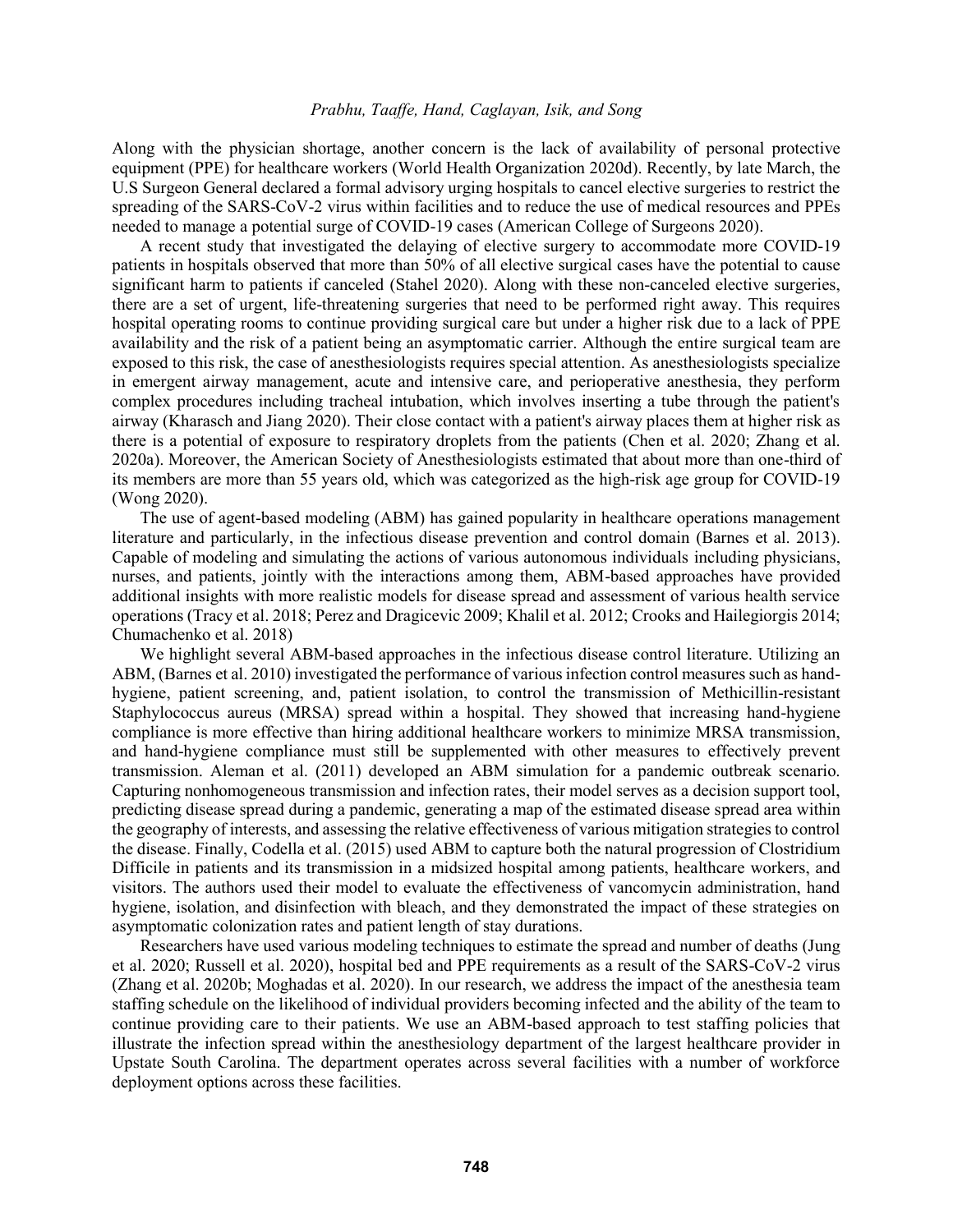Along with the physician shortage, another concern is the lack of availability of personal protective equipment (PPE) for healthcare workers (World Health Organization 2020d). Recently, by late March, the U.S Surgeon General declared a formal advisory urging hospitals to cancel elective surgeries to restrict the spreading of the SARS-CoV-2 virus within facilities and to reduce the use of medical resources and PPEs needed to manage a potential surge of COVID-19 cases (American College of Surgeons 2020).

A recent study that investigated the delaying of elective surgery to accommodate more COVID-19 patients in hospitals observed that more than 50% of all elective surgical cases have the potential to cause significant harm to patients if canceled (Stahel 2020). Along with these non-canceled elective surgeries, there are a set of urgent, life-threatening surgeries that need to be performed right away. This requires hospital operating rooms to continue providing surgical care but under a higher risk due to a lack of PPE availability and the risk of a patient being an asymptomatic carrier. Although the entire surgical team are exposed to this risk, the case of anesthesiologists requires special attention. As anesthesiologists specialize in emergent airway management, acute and intensive care, and perioperative anesthesia, they perform complex procedures including tracheal intubation, which involves inserting a tube through the patient's airway (Kharasch and Jiang 2020). Their close contact with a patient's airway places them at higher risk as there is a potential of exposure to respiratory droplets from the patients (Chen et al. 2020; Zhang et al. 2020a). Moreover, the American Society of Anesthesiologists estimated that about more than one-third of its members are more than 55 years old, which was categorized as the high-risk age group for COVID-19 (Wong 2020).

The use of agent-based modeling (ABM) has gained popularity in healthcare operations management literature and particularly, in the infectious disease prevention and control domain (Barnes et al. 2013). Capable of modeling and simulating the actions of various autonomous individuals including physicians, nurses, and patients, jointly with the interactions among them, ABM-based approaches have provided additional insights with more realistic models for disease spread and assessment of various health service operations (Tracy et al. 2018; Perez and Dragicevic 2009; Khalil et al. 2012; Crooks and Hailegiorgis 2014; Chumachenko et al. 2018)

We highlight several ABM-based approaches in the infectious disease control literature. Utilizing an ABM, (Barnes et al. 2010) investigated the performance of various infection control measures such as hand-hygiene, patient screening, and, patient isolation, to control the transmission of Methicillin-resistant Staphylococcus aureus (MRSA) spread within a hospital. They showed that increasing hand-hygiene compliance is more effective than hiring additional healthcare workers to minimize MRSA transmission, and hand-hygiene compliance must still be supplemented with other measures to effectively prevent transmission. Aleman et al. (2011) developed an ABM simulation for a pandemic outbreak scenario. Capturing nonhomogeneous transmission and infection rates, their model serves as a decision support tool, predicting disease spread during a pandemic, generating a map of the estimated disease spread area within the geography of interests, and assessing the relative effectiveness of various mitigation strategies to control the disease. Finally, Codella et al. (2015) used ABM to capture both the natural progression of Clostridium Difficile in patients and its transmission in a midsized hospital among patients, healthcare workers, and visitors. The authors used their model to evaluate the effectiveness of vancomycin administration, hand hygiene, isolation, and disinfection with bleach, and they demonstrated the impact of these strategies on asymptomatic colonization rates and patient length of stay durations.

Researchers have used various modeling techniques to estimate the spread and number of deaths (Jung et al. 2020; Russell et al. 2020), hospital bed and PPE requirements as a result of the SARS-CoV-2 virus (Zhang et al. 2020b; Moghadas et al. 2020). In our research, we address the impact of the anesthesia team staffing schedule on the likelihood of individual providers becoming infected and the ability of the team to continue providing care to their patients. We use an ABM-based approach to test staffing policies that illustrate the infection spread within the anesthesiology department of the largest healthcare provider in Upstate South Carolina. The department operates across several facilities with a number of workforce deployment options across these facilities.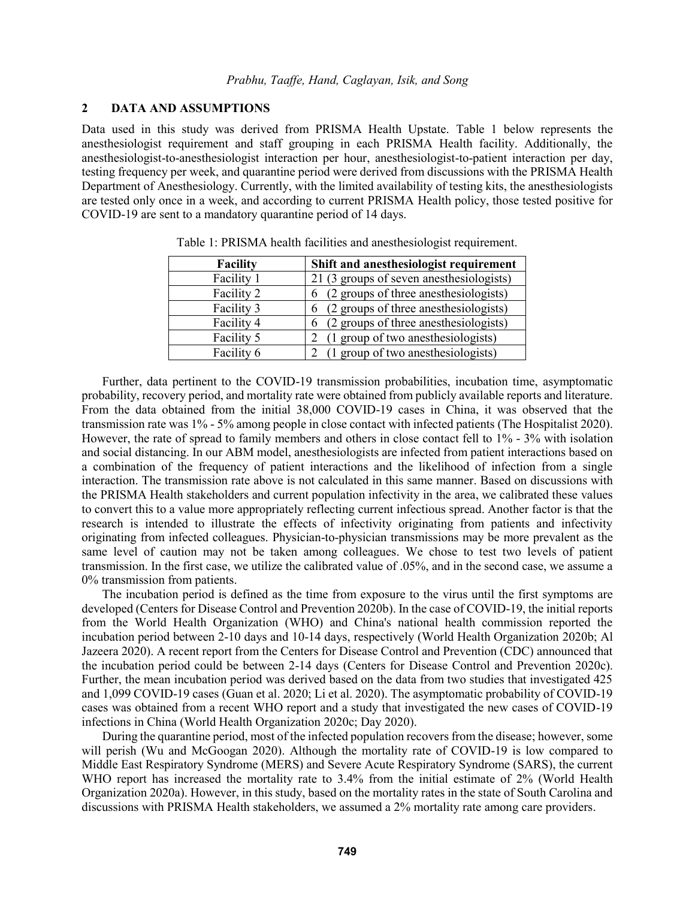## 2 DATA AND ASSUMPTIONS

Data used in this study was derived from PRISMA Health Upstate. Table 1 below represents the anesthesiologist requirement and staff grouping in each PRISMA Health facility. Additionally, the anesthesiologist-to-anesthesiologist interaction per hour, anesthesiologist-to-patient interaction per day, testing frequency per week, and quarantine period were derived from discussions with the PRISMA Health Department of Anesthesiology. Currently, with the limited availability of testing kits, the anesthesiologists are tested only once in a week, and according to current PRISMA Health policy, those tested positive for COVID-19 are sent to a mandatory quarantine period of 14 days.

Table 1: PRISMA health facilities and anesthesiologist requirement.

| Facility | Shift and anesthesiologist requirement |
|---|---|
| Facility 1 | 21 (3 groups of seven anesthesiologists) |
| Facility 2 | 6 (2 groups of three anesthesiologists) |
| Facility 3 | 6 (2 groups of three anesthesiologists) |
| Facility 4 | 6 (2 groups of three anesthesiologists) |
| Facility 5 | 2 (1 group of two anesthesiologists) |
| Facility 6 | 2 (1 group of two anesthesiologists) |

Further, data pertinent to the COVID-19 transmission probabilities, incubation time, asymptomatic probability, recovery period, and mortality rate were obtained from publicly available reports and literature. From the data obtained from the initial 38,000 COVID-19 cases in China, it was observed that the transmission rate was 1% - 5% among people in close contact with infected patients (The Hospitalist 2020). However, the rate of spread to family members and others in close contact fell to 1% - 3% with isolation and social distancing. In our ABM model, anesthesiologists are infected from patient interactions based on a combination of the frequency of patient interactions and the likelihood of infection from a single interaction. The transmission rate above is not calculated in this same manner. Based on discussions with the PRISMA Health stakeholders and current population infectivity in the area, we calibrated these values to convert this to a value more appropriately reflecting current infectious spread. Another factor is that the research is intended to illustrate the effects of infectivity originating from patients and infectivity originating from infected colleagues. Physician-to-physician transmissions may be more prevalent as the same level of caution may not be taken among colleagues. We chose to test two levels of patient transmission. In the first case, we utilize the calibrated value of .05%, and in the second case, we assume a 0% transmission from patients.

The incubation period is defined as the time from exposure to the virus until the first symptoms are developed (Centers for Disease Control and Prevention 2020b). In the case of COVID-19, the initial reports from the World Health Organization (WHO) and China's national health commission reported the incubation period between 2-10 days and 10-14 days, respectively (World Health Organization 2020b; Al Jazeera 2020). A recent report from the Centers for Disease Control and Prevention (CDC) announced that the incubation period could be between 2-14 days (Centers for Disease Control and Prevention 2020c). Further, the mean incubation period was derived based on the data from two studies that investigated 425 and 1,099 COVID-19 cases (Guan et al. 2020; Li et al. 2020). The asymptomatic probability of COVID-19 cases was obtained from a recent WHO report and a study that investigated the new cases of COVID-19 infections in China (World Health Organization 2020c; Day 2020).

During the quarantine period, most of the infected population recovers from the disease; however, some will perish (Wu and McGoogan 2020). Although the mortality rate of COVID-19 is low compared to Middle East Respiratory Syndrome (MERS) and Severe Acute Respiratory Syndrome (SARS), the current WHO report has increased the mortality rate to 3.4% from the initial estimate of 2% (World Health Organization 2020a). However, in this study, based on the mortality rates in the state of South Carolina and discussions with PRISMA Health stakeholders, we assumed a 2% mortality rate among care providers.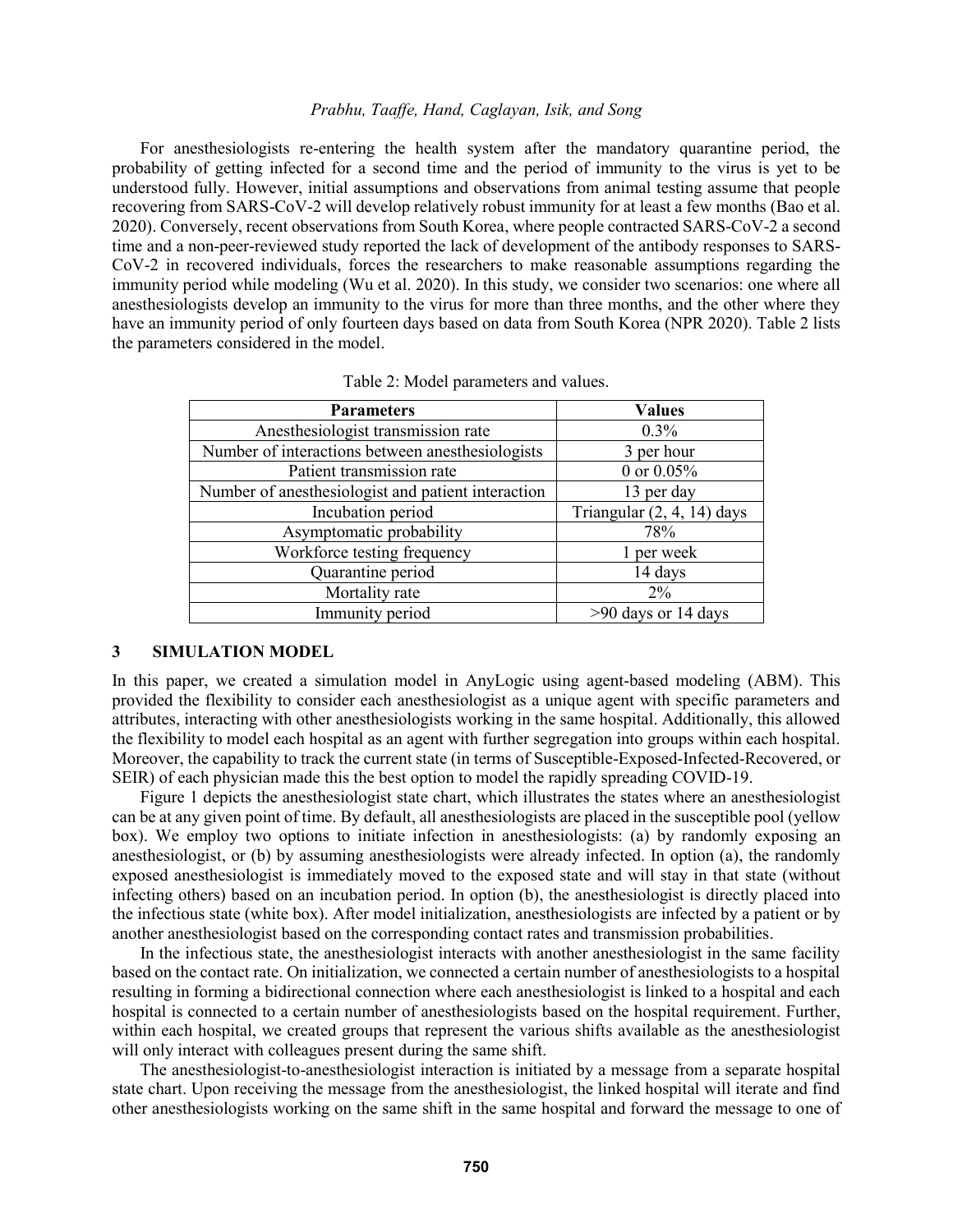For anesthesiologists re-entering the health system after the mandatory quarantine period, the probability of getting infected for a second time and the period of immunity to the virus is yet to be understood fully. However, initial assumptions and observations from animal testing assume that people recovering from SARS-CoV-2 will develop relatively robust immunity for at least a few months (Bao et al. 2020). Conversely, recent observations from South Korea, where people contracted SARS-CoV-2 a second time and a non-peer-reviewed study reported the lack of development of the antibody responses to SARS-CoV-2 in recovered individuals, forces the researchers to make reasonable assumptions regarding the immunity period while modeling (Wu et al. 2020). In this study, we consider two scenarios: one where all anesthesiologists develop an immunity to the virus for more than three months, and the other where they have an immunity period of only fourteen days based on data from South Korea (NPR 2020). Table 2 lists the parameters considered in the model.

Table 2: Model parameters and values.

| Parameters | Values |
|---|---|
| Anesthesiologist transmission rate | 0.3% |
| Number of interactions between anesthesiologists | 3 per hour |
| Patient transmission rate | 0 or 0.05% |
| Number of anesthesiologist and patient interaction | 13 per day |
| Incubation period | Triangular (2, 4, 14) days |
| Asymptomatic probability | 78% |
| Workforce testing frequency | 1 per week |
| Quarantine period | 14 days |
| Mortality rate | 2% |
| Immunity period | >90 days or 14 days |

## 3 SIMULATION MODEL

In this paper, we created a simulation model in AnyLogic using agent-based modeling (ABM). This provided the flexibility to consider each anesthesiologist as a unique agent with specific parameters and attributes, interacting with other anesthesiologists working in the same hospital. Additionally, this allowed the flexibility to model each hospital as an agent with further segregation into groups within each hospital. Moreover, the capability to track the current state (in terms of Susceptible-Exposed-Infected-Recovered, or SEIR) of each physician made this the best option to model the rapidly spreading COVID-19.

Figure 1 depicts the anesthesiologist state chart, which illustrates the states where an anesthesiologist can be at any given point of time. By default, all anesthesiologists are placed in the susceptible pool (yellow box). We employ two options to initiate infection in anesthesiologists: (a) by randomly exposing an anesthesiologist, or (b) by assuming anesthesiologists were already infected. In option (a), the randomly exposed anesthesiologist is immediately moved to the exposed state and will stay in that state (without infecting others) based on an incubation period. In option (b), the anesthesiologist is directly placed into the infectious state (white box). After model initialization, anesthesiologists are infected by a patient or by another anesthesiologist based on the corresponding contact rates and transmission probabilities.

In the infectious state, the anesthesiologist interacts with another anesthesiologist in the same facility based on the contact rate. On initialization, we connected a certain number of anesthesiologists to a hospital resulting in forming a bidirectional connection where each anesthesiologist is linked to a hospital and each hospital is connected to a certain number of anesthesiologists based on the hospital requirement. Further, within each hospital, we created groups that represent the various shifts available as the anesthesiologist will only interact with colleagues present during the same shift.

The anesthesiologist-to-anesthesiologist interaction is initiated by a message from a separate hospital state chart. Upon receiving the message from the anesthesiologist, the linked hospital will iterate and find other anesthesiologists working on the same shift in the same hospital and forward the message to one of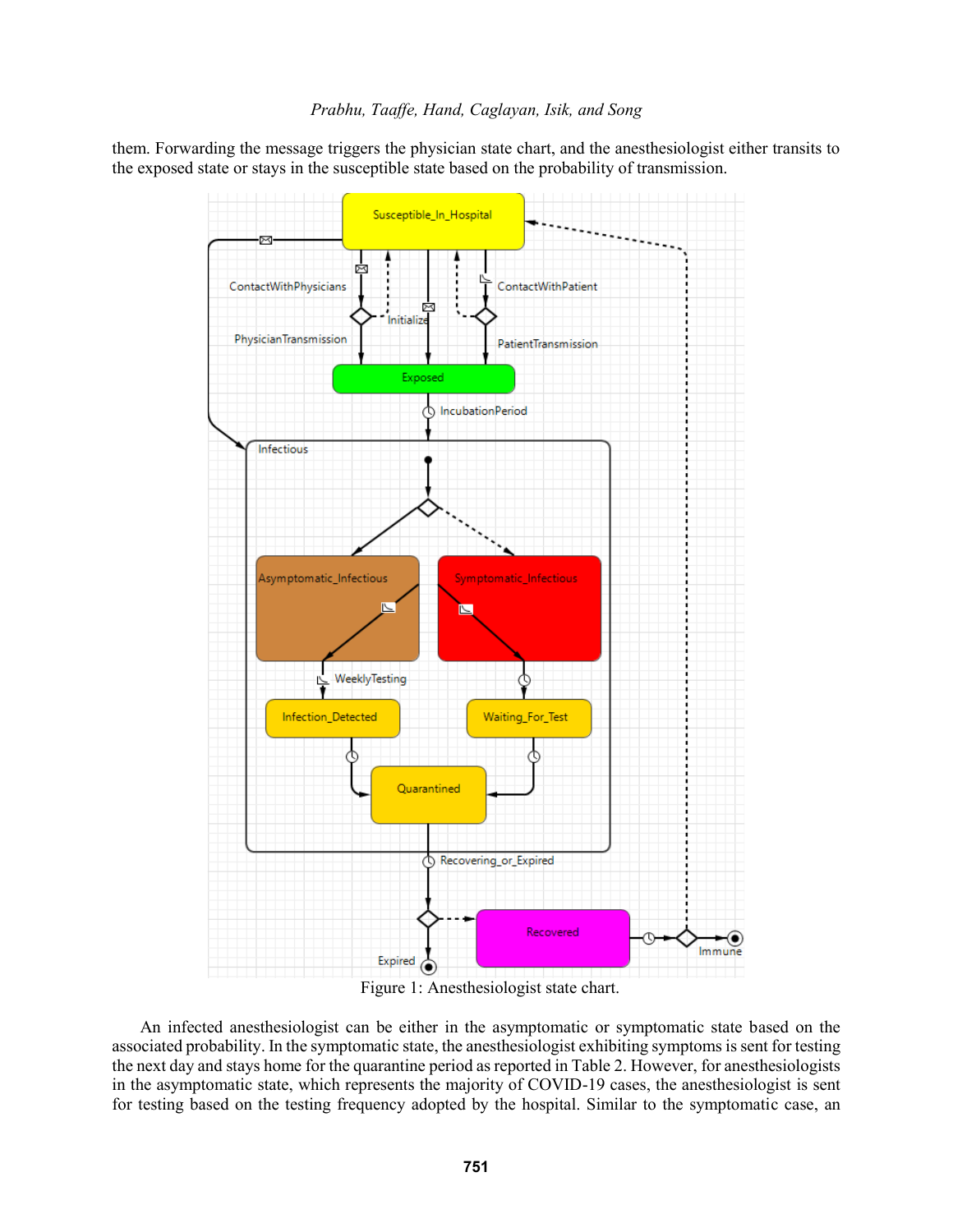them. Forwarding the message triggers the physician state chart, and the anesthesiologist either transits to the exposed state or stays in the susceptible state based on the probability of transmission.

Figure 1: Anesthesiologist state chart.

An infected anesthesiologist can be either in the asymptomatic or symptomatic state based on the associated probability. In the symptomatic state, the anesthesiologist exhibiting symptoms is sent for testing the next day and stays home for the quarantine period as reported in Table 2. However, for anesthesiologists in the asymptomatic state, which represents the majority of COVID-19 cases, the anesthesiologist is sent for testing based on the testing frequency adopted by the hospital. Similar to the symptomatic case, an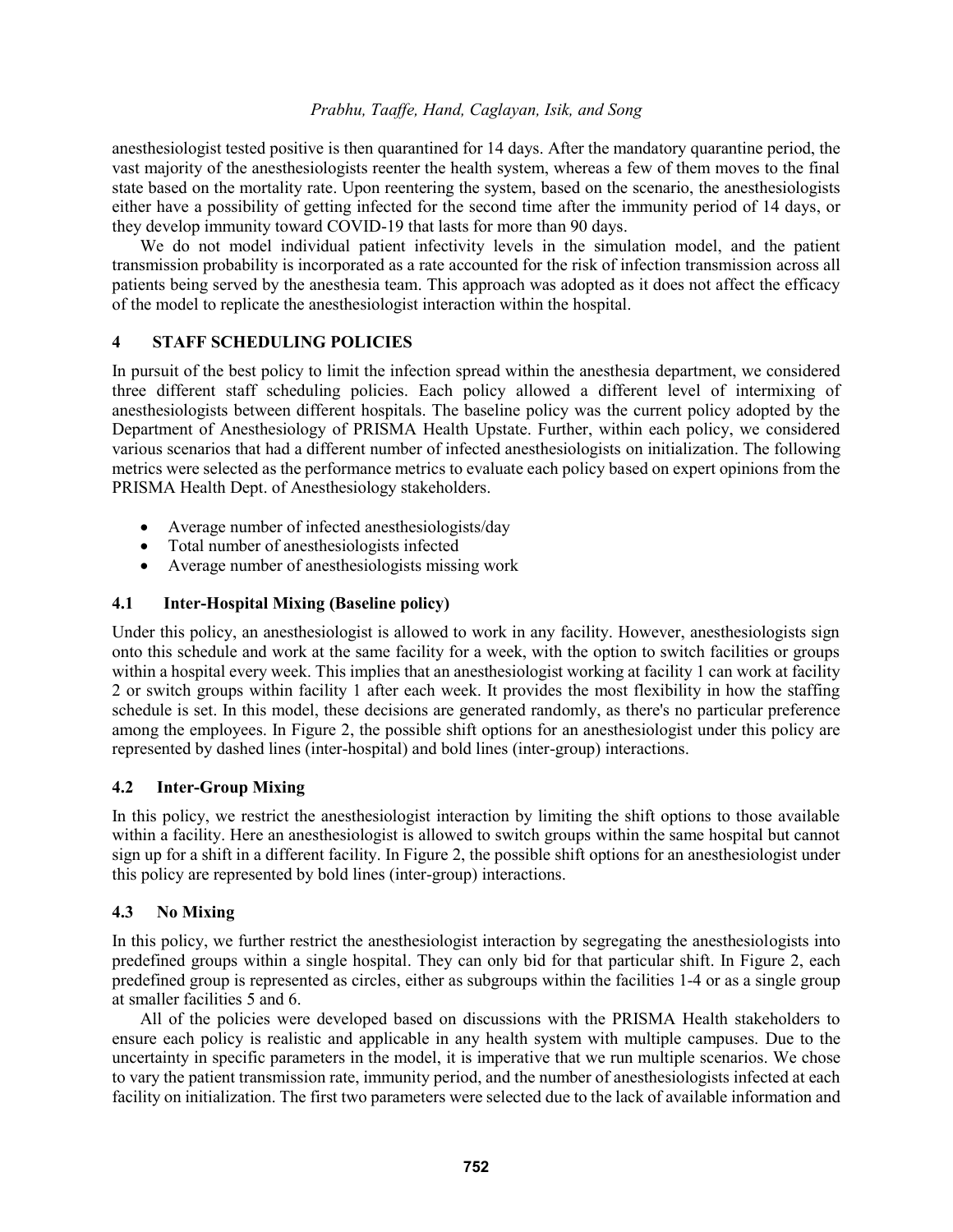anesthesiologist tested positive is then quarantined for 14 days. After the mandatory quarantine period, the vast majority of the anesthesiologists reenter the health system, whereas a few of them moves to the final state based on the mortality rate. Upon reentering the system, based on the scenario, the anesthesiologists either have a possibility of getting infected for the second time after the immunity period of 14 days, or they develop immunity toward COVID-19 that lasts for more than 90 days.

We do not model individual patient infectivity levels in the simulation model, and the patient transmission probability is incorporated as a rate accounted for the risk of infection transmission across all patients being served by the anesthesia team. This approach was adopted as it does not affect the efficacy of the model to replicate the anesthesiologist interaction within the hospital.

## 4 STAFF SCHEDULING POLICIES

In pursuit of the best policy to limit the infection spread within the anesthesia department, we considered three different staff scheduling policies. Each policy allowed a different level of intermixing of anesthesiologists between different hospitals. The baseline policy was the current policy adopted by the Department of Anesthesiology of PRISMA Health Upstate. Further, within each policy, we considered various scenarios that had a different number of infected anesthesiologists on initialization. The following metrics were selected as the performance metrics to evaluate each policy based on expert opinions from the PRISMA Health Dept. of Anesthesiology stakeholders.

- Average number of infected anesthesiologists/day
- Total number of anesthesiologists infected
- Average number of anesthesiologists missing work

### 4.1 Inter-Hospital Mixing (Baseline policy)

Under this policy, an anesthesiologist is allowed to work in any facility. However, anesthesiologists sign onto this schedule and work at the same facility for a week, with the option to switch facilities or groups within a hospital every week. This implies that an anesthesiologist working at facility 1 can work at facility 2 or switch groups within facility 1 after each week. It provides the most flexibility in how the staffing schedule is set. In this model, these decisions are generated randomly, as there's no particular preference among the employees. In Figure 2, the possible shift options for an anesthesiologist under this policy are represented by dashed lines (inter-hospital) and bold lines (inter-group) interactions.

### 4.2 Inter-Group Mixing

In this policy, we restrict the anesthesiologist interaction by limiting the shift options to those available within a facility. Here an anesthesiologist is allowed to switch groups within the same hospital but cannot sign up for a shift in a different facility. In Figure 2, the possible shift options for an anesthesiologist under this policy are represented by bold lines (inter-group) interactions.

### 4.3 No Mixing

In this policy, we further restrict the anesthesiologist interaction by segregating the anesthesiologists into predefined groups within a single hospital. They can only bid for that particular shift. In Figure 2, each predefined group is represented as circles, either as subgroups within the facilities 1-4 or as a single group at smaller facilities 5 and 6.

All of the policies were developed based on discussions with the PRISMA Health stakeholders to ensure each policy is realistic and applicable in any health system with multiple campuses. Due to the uncertainty in specific parameters in the model, it is imperative that we run multiple scenarios. We chose to vary the patient transmission rate, immunity period, and the number of anesthesiologists infected at each facility on initialization. The first two parameters were selected due to the lack of available information and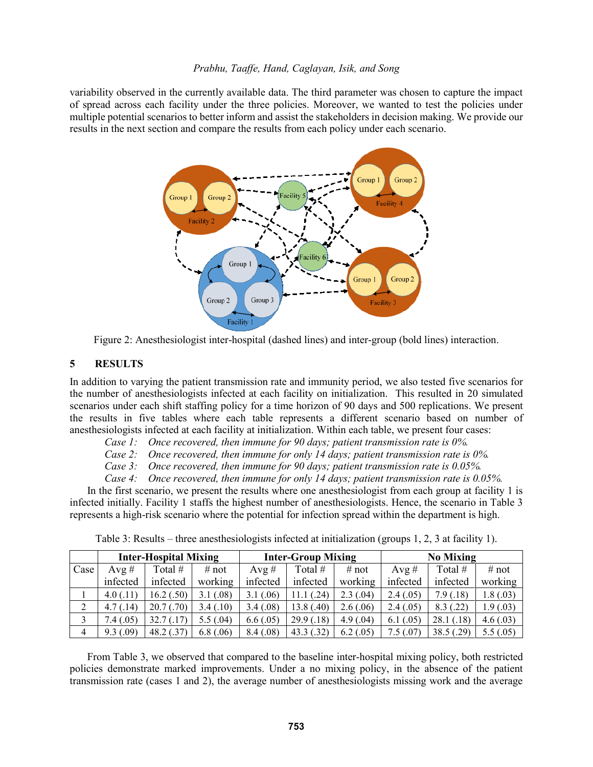variability observed in the currently available data. The third parameter was chosen to capture the impact of spread across each facility under the three policies. Moreover, we wanted to test the policies under multiple potential scenarios to better inform and assist the stakeholders in decision making. We provide our results in the next section and compare the results from each policy under each scenario.

Figure 2: Anesthesiologist inter-hospital (dashed lines) and inter-group (bold lines) interaction.

## 5 RESULTS

In addition to varying the patient transmission rate and immunity period, we also tested five scenarios for the number of anesthesiologists infected at each facility on initialization. This resulted in 20 simulated scenarios under each shift staffing policy for a time horizon of 90 days and 500 replications. We present the results in five tables where each table represents a different scenario based on number of anesthesiologists infected at each facility at initialization. Within each table, we present four cases:

*Case 1: Once recovered, then immune for 90 days; patient transmission rate is 0%.*
*Case 2: Once recovered, then immune for only 14 days; patient transmission rate is 0%.*
*Case 3: Once recovered, then immune for 90 days; patient transmission rate is 0.05%.*
*Case 4: Once recovered, then immune for only 14 days; patient transmission rate is 0.05%.*

In the first scenario, we present the results where one anesthesiologist from each group at facility 1 is infected initially. Facility 1 staffs the highest number of anesthesiologists. Hence, the scenario in Table 3 represents a high-risk scenario where the potential for infection spread within the department is high.

Table 3: Results – three anesthesiologists infected at initialization (groups 1, 2, 3 at facility 1).

| | **Inter-Hospital Mixing** | | | **Inter-Group Mixing** | | | **No Mixing** | | |
|---|---|---|---|---|---|---|---|---|---|
| Case | Avg # infected | Total # infected | # not working | Avg # infected | Total # infected | # not working | Avg # infected | Total # infected | # not working |
| 1 | 4.0 (.11) | 16.2 (.50) | 3.1 (.08) | 3.1 (.06) | 11.1 (.24) | 2.3 (.04) | 2.4 (.05) | 7.9 (.18) | 1.8 (.03) |
| 2 | 4.7 (.14) | 20.7 (.70) | 3.4 (.10) | 3.4 (.08) | 13.8 (.40) | 2.6 (.06) | 2.4 (.05) | 8.3 (.22) | 1.9 (.03) |
| 3 | 7.4 (.05) | 32.7 (.17) | 5.5 (.04) | 6.6 (.05) | 29.9 (.18) | 4.9 (.04) | 6.1 (.05) | 28.1 (.18) | 4.6 (.03) |
| 4 | 9.3 (.09) | 48.2 (.37) | 6.8 (.06) | 8.4 (.08) | 43.3 (.32) | 6.2 (.05) | 7.5 (.07) | 38.5 (.29) | 5.5 (.05) |

From Table 3, we observed that compared to the baseline inter-hospital mixing policy, both restricted policies demonstrate marked improvements. Under a no mixing policy, in the absence of the patient transmission rate (cases 1 and 2), the average number of anesthesiologists missing work and the average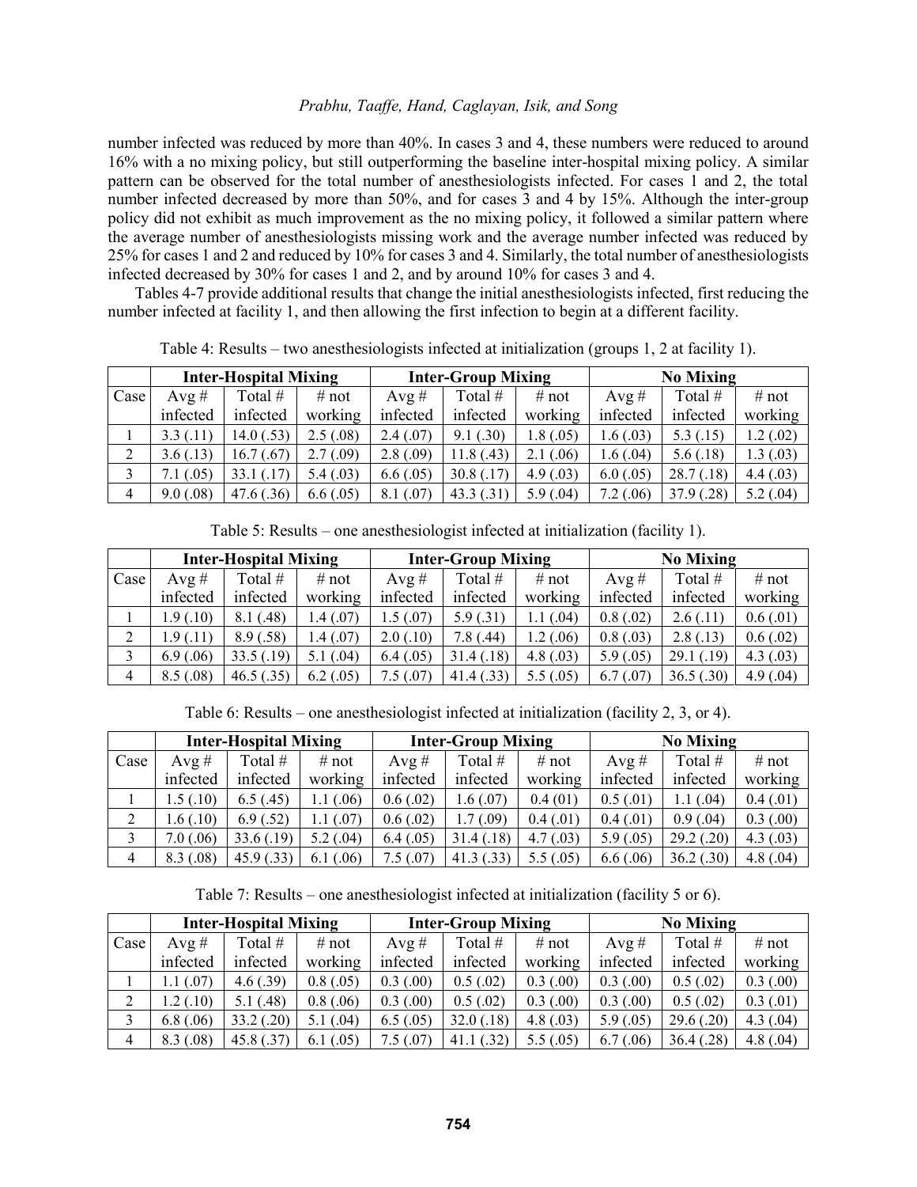number infected was reduced by more than 40%. In cases 3 and 4, these numbers were reduced to around 16% with a no mixing policy, but still outperforming the baseline inter-hospital mixing policy. A similar pattern can be observed for the total number of anesthesiologists infected. For cases 1 and 2, the total number infected decreased by more than 50%, and for cases 3 and 4 by 15%. Although the inter-group policy did not exhibit as much improvement as the no mixing policy, it followed a similar pattern where the average number of anesthesiologists missing work and the average number infected was reduced by 25% for cases 1 and 2 and reduced by 10% for cases 3 and 4. Similarly, the total number of anesthesiologists infected decreased by 30% for cases 1 and 2, and by around 10% for cases 3 and 4.

Tables 4-7 provide additional results that change the initial anesthesiologists infected, first reducing the number infected at facility 1, and then allowing the first infection to begin at a different facility.

Table 4: Results – two anesthesiologists infected at initialization (groups 1, 2 at facility 1).

| | **Inter-Hospital Mixing** | | | **Inter-Group Mixing** | | | **No Mixing** | | |
|---|---|---|---|---|---|---|---|---|---|
| Case | Avg # infected | Total # infected | # not working | Avg # infected | Total # infected | # not working | Avg # infected | Total # infected | # not working |
| 1 | 3.3 (.11) | 14.0 (.53) | 2.5 (.08) | 2.4 (.07) | 9.1 (.30) | 1.8 (.05) | 1.6 (.03) | 5.3 (.15) | 1.2 (.02) |
| 2 | 3.6 (.13) | 16.7 (.67) | 2.7 (.09) | 2.8 (.09) | 11.8 (.43) | 2.1 (.06) | 1.6 (.04) | 5.6 (.18) | 1.3 (.03) |
| 3 | 7.1 (.05) | 33.1 (.17) | 5.4 (.03) | 6.6 (.05) | 30.8 (.17) | 4.9 (.03) | 6.0 (.05) | 28.7 (.18) | 4.4 (.03) |
| 4 | 9.0 (.08) | 47.6 (.36) | 6.6 (.05) | 8.1 (.07) | 43.3 (.31) | 5.9 (.04) | 7.2 (.06) | 37.9 (.28) | 5.2 (.04) |

Table 5: Results – one anesthesiologist infected at initialization (facility 1).

| | **Inter-Hospital Mixing** | | | **Inter-Group Mixing** | | | **No Mixing** | | |
|---|---|---|---|---|---|---|---|---|---|
| Case | Avg # infected | Total # infected | # not working | Avg # infected | Total # infected | # not working | Avg # infected | Total # infected | # not working |
| 1 | 1.9 (.10) | 8.1 (.48) | 1.4 (.07) | 1.5 (.07) | 5.9 (.31) | 1.1 (.04) | 0.8 (.02) | 2.6 (.11) | 0.6 (.01) |
| 2 | 1.9 (.11) | 8.9 (.58) | 1.4 (.07) | 2.0 (.10) | 7.8 (.44) | 1.2 (.06) | 0.8 (.03) | 2.8 (.13) | 0.6 (.02) |
| 3 | 6.9 (.06) | 33.5 (.19) | 5.1 (.04) | 6.4 (.05) | 31.4 (.18) | 4.8 (.03) | 5.9 (.05) | 29.1 (.19) | 4.3 (.03) |
| 4 | 8.5 (.08) | 46.5 (.35) | 6.2 (.05) | 7.5 (.07) | 41.4 (.33) | 5.5 (.05) | 6.7 (.07) | 36.5 (.30) | 4.9 (.04) |

Table 6: Results – one anesthesiologist infected at initialization (facility 2, 3, or 4).

| | **Inter-Hospital Mixing** | | | **Inter-Group Mixing** | | | **No Mixing** | | |
|---|---|---|---|---|---|---|---|---|---|
| Case | Avg # infected | Total # infected | # not working | Avg # infected | Total # infected | # not working | Avg # infected | Total # infected | # not working |
| 1 | 1.5 (.10) | 6.5 (.45) | 1.1 (.06) | 0.6 (.02) | 1.6 (.07) | 0.4 (01) | 0.5 (.01) | 1.1 (.04) | 0.4 (.01) |
| 2 | 1.6 (.10) | 6.9 (.52) | 1.1 (.07) | 0.6 (.02) | 1.7 (.09) | 0.4 (.01) | 0.4 (.01) | 0.9 (.04) | 0.3 (.00) |
| 3 | 7.0 (.06) | 33.6 (.19) | 5.2 (.04) | 6.4 (.05) | 31.4 (.18) | 4.7 (.03) | 5.9 (.05) | 29.2 (.20) | 4.3 (.03) |
| 4 | 8.3 (.08) | 45.9 (.33) | 6.1 (.06) | 7.5 (.07) | 41.3 (.33) | 5.5 (.05) | 6.6 (.06) | 36.2 (.30) | 4.8 (.04) |

Table 7: Results – one anesthesiologist infected at initialization (facility 5 or 6).

| | **Inter-Hospital Mixing** | | | **Inter-Group Mixing** | | | **No Mixing** | | |
|---|---|---|---|---|---|---|---|---|---|
| Case | Avg # infected | Total # infected | # not working | Avg # infected | Total # infected | # not working | Avg # infected | Total # infected | # not working |
| 1 | 1.1 (.07) | 4.6 (.39) | 0.8 (.05) | 0.3 (.00) | 0.5 (.02) | 0.3 (.00) | 0.3 (.00) | 0.5 (.02) | 0.3 (.00) |
| 2 | 1.2 (.10) | 5.1 (.48) | 0.8 (.06) | 0.3 (.00) | 0.5 (.02) | 0.3 (.00) | 0.3 (.00) | 0.5 (.02) | 0.3 (.01) |
| 3 | 6.8 (.06) | 33.2 (.20) | 5.1 (.04) | 6.5 (.05) | 32.0 (.18) | 4.8 (.03) | 5.9 (.05) | 29.6 (.20) | 4.3 (.04) |
| 4 | 8.3 (.08) | 45.8 (.37) | 6.1 (.05) | 7.5 (.07) | 41.1 (.32) | 5.5 (.05) | 6.7 (.06) | 36.4 (.28) | 4.8 (.04) |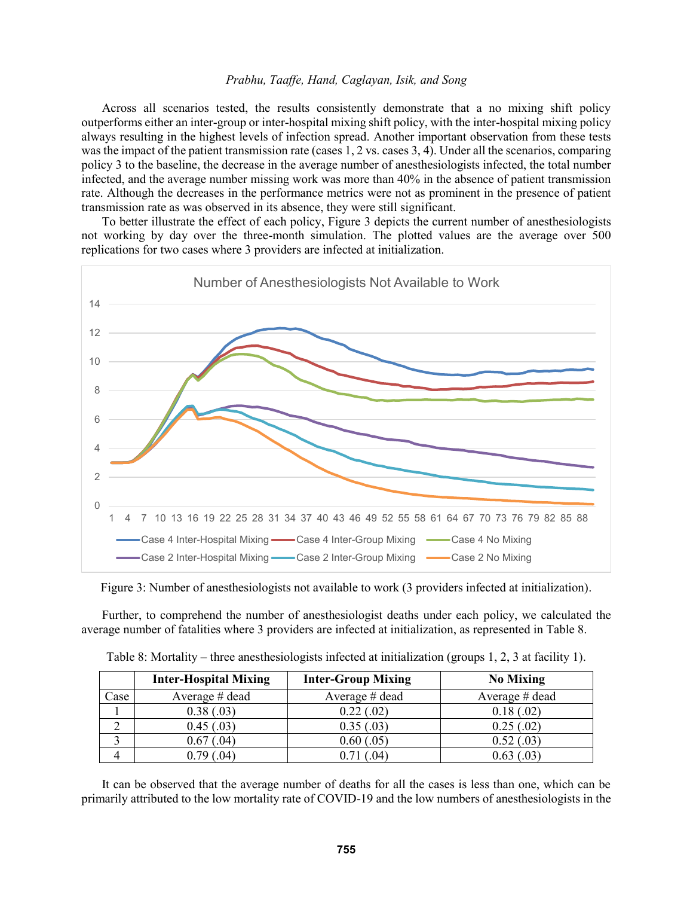Across all scenarios tested, the results consistently demonstrate that a no mixing shift policy outperforms either an inter-group or inter-hospital mixing shift policy, with the inter-hospital mixing policy always resulting in the highest levels of infection spread. Another important observation from these tests was the impact of the patient transmission rate (cases 1, 2 vs. cases 3, 4). Under all the scenarios, comparing policy 3 to the baseline, the decrease in the average number of anesthesiologists infected, the total number infected, and the average number missing work was more than 40% in the absence of patient transmission rate. Although the decreases in the performance metrics were not as prominent in the presence of patient transmission rate as was observed in its absence, they were still significant.

To better illustrate the effect of each policy, Figure 3 depicts the current number of anesthesiologists not working by day over the three-month simulation. The plotted values are the average over 500 replications for two cases where 3 providers are infected at initialization.

Figure 3: Number of anesthesiologists not available to work (3 providers infected at initialization).

Further, to comprehend the number of anesthesiologist deaths under each policy, we calculated the average number of fatalities where 3 providers are infected at initialization, as represented in Table 8.

Table 8: Mortality – three anesthesiologists infected at initialization (groups 1, 2, 3 at facility 1).

| | **Inter-Hospital Mixing** | **Inter-Group Mixing** | **No Mixing** |
|---|---|---|---|
| Case | Average # dead | Average # dead | Average # dead |
| 1 | 0.38 (.03) | 0.22 (.02) | 0.18 (.02) |
| 2 | 0.45 (.03) | 0.35 (.03) | 0.25 (.02) |
| 3 | 0.67 (.04) | 0.60 (.05) | 0.52 (.03) |
| 4 | 0.79 (.04) | 0.71 (.04) | 0.63 (.03) |

It can be observed that the average number of deaths for all the cases is less than one, which can be primarily attributed to the low mortality rate of COVID-19 and the low numbers of anesthesiologists in the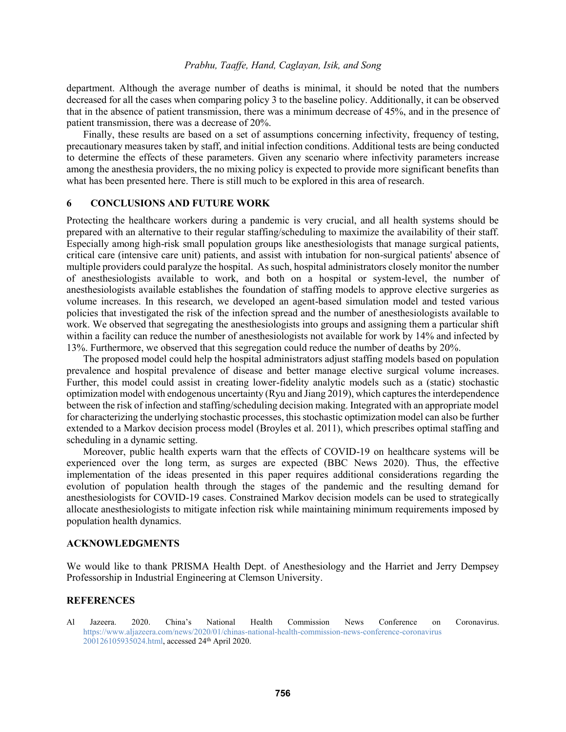department. Although the average number of deaths is minimal, it should be noted that the numbers decreased for all the cases when comparing policy 3 to the baseline policy. Additionally, it can be observed that in the absence of patient transmission, there was a minimum decrease of 45%, and in the presence of patient transmission, there was a decrease of 20%.

Finally, these results are based on a set of assumptions concerning infectivity, frequency of testing, precautionary measures taken by staff, and initial infection conditions. Additional tests are being conducted to determine the effects of these parameters. Given any scenario where infectivity parameters increase among the anesthesia providers, the no mixing policy is expected to provide more significant benefits than what has been presented here. There is still much to be explored in this area of research.

## 6 CONCLUSIONS AND FUTURE WORK

Protecting the healthcare workers during a pandemic is very crucial, and all health systems should be prepared with an alternative to their regular staffing/scheduling to maximize the availability of their staff. Especially among high-risk small population groups like anesthesiologists that manage surgical patients, critical care (intensive care unit) patients, and assist with intubation for non-surgical patients' absence of multiple providers could paralyze the hospital. As such, hospital administrators closely monitor the number of anesthesiologists available to work, and both on a hospital or system-level, the number of anesthesiologists available establishes the foundation of staffing models to approve elective surgeries as volume increases. In this research, we developed an agent-based simulation model and tested various policies that investigated the risk of the infection spread and the number of anesthesiologists available to work. We observed that segregating the anesthesiologists into groups and assigning them a particular shift within a facility can reduce the number of anesthesiologists not available for work by 14% and infected by 13%. Furthermore, we observed that this segregation could reduce the number of deaths by 20%.

The proposed model could help the hospital administrators adjust staffing models based on population prevalence and hospital prevalence of disease and better manage elective surgical volume increases. Further, this model could assist in creating lower-fidelity analytic models such as a (static) stochastic optimization model with endogenous uncertainty (Ryu and Jiang 2019), which captures the interdependence between the risk of infection and staffing/scheduling decision making. Integrated with an appropriate model for characterizing the underlying stochastic processes, this stochastic optimization model can also be further extended to a Markov decision process model (Broyles et al. 2011), which prescribes optimal staffing and scheduling in a dynamic setting.

Moreover, public health experts warn that the effects of COVID-19 on healthcare systems will be experienced over the long term, as surges are expected (BBC News 2020). Thus, the effective implementation of the ideas presented in this paper requires additional considerations regarding the evolution of population health through the stages of the pandemic and the resulting demand for anesthesiologists for COVID-19 cases. Constrained Markov decision models can be used to strategically allocate anesthesiologists to mitigate infection risk while maintaining minimum requirements imposed by population health dynamics.

## ACKNOWLEDGMENTS

We would like to thank PRISMA Health Dept. of Anesthesiology and the Harriet and Jerry Dempsey Professorship in Industrial Engineering at Clemson University.

## REFERENCES

Al Jazeera. 2020. China's National Health Commission News Conference on Coronavirus. https://www.aljazeera.com/news/2020/01/chinas-national-health-commission-news-conference-coronavirus 200126105935024.html, accessed 24th April 2020.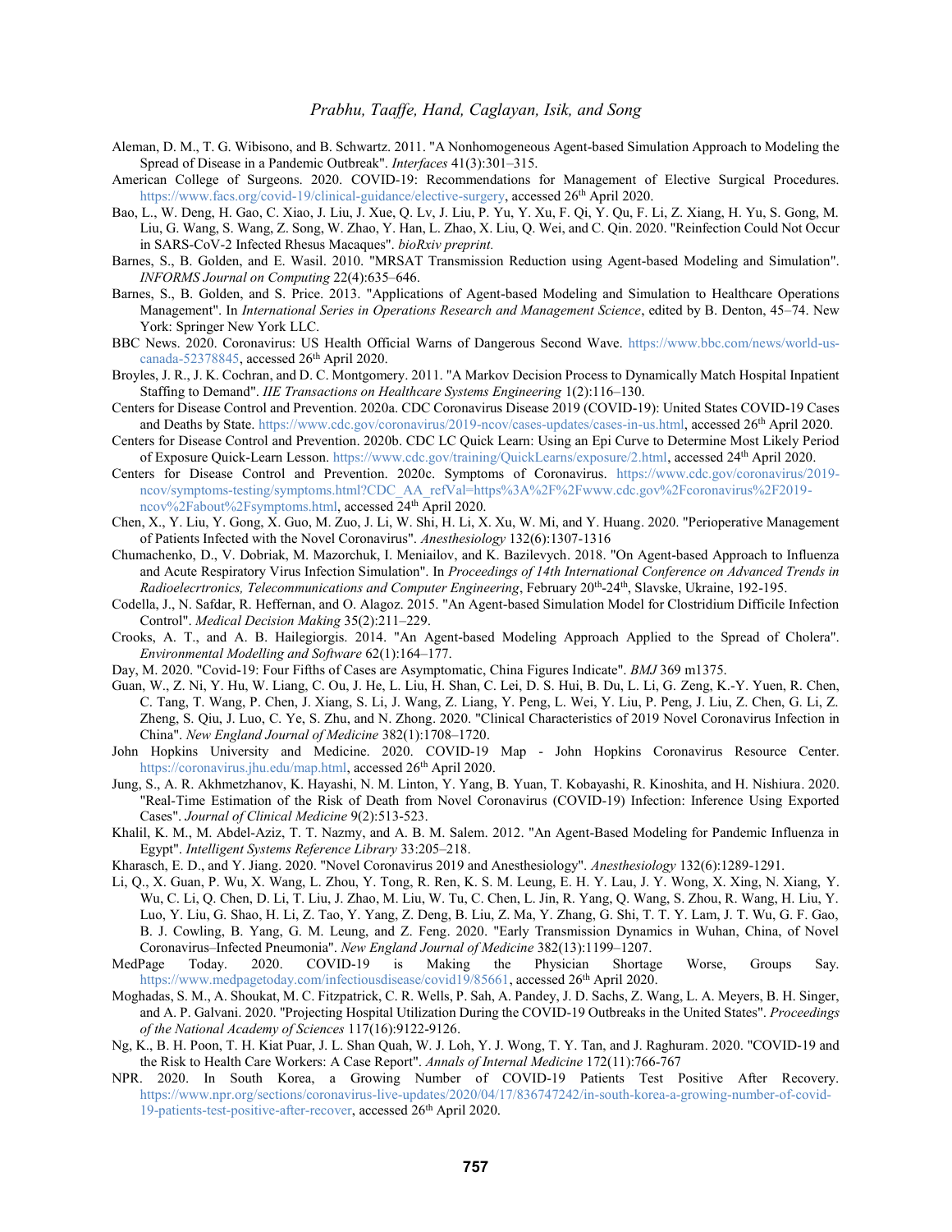Aleman, D. M., T. G. Wibisono, and B. Schwartz. 2011. "A Nonhomogeneous Agent-based Simulation Approach to Modeling the Spread of Disease in a Pandemic Outbreak". *Interfaces* 41(3):301–315.

American College of Surgeons. 2020. COVID-19: Recommendations for Management of Elective Surgical Procedures. https://www.facs.org/covid-19/clinical-guidance/elective-surgery, accessed 26th April 2020.

Bao, L., W. Deng, H. Gao, C. Xiao, J. Liu, J. Xue, Q. Lv, J. Liu, P. Yu, Y. Xu, F. Qi, Y. Qu, F. Li, Z. Xiang, H. Yu, S. Gong, M. Liu, G. Wang, S. Wang, Z. Song, W. Zhao, Y. Han, L. Zhao, X. Liu, Q. Wei, and C. Qin. 2020. "Reinfection Could Not Occur in SARS-CoV-2 Infected Rhesus Macaques". *bioRxiv preprint.*

Barnes, S., B. Golden, and E. Wasil. 2010. "MRSAT Transmission Reduction using Agent-based Modeling and Simulation". *INFORMS Journal on Computing* 22(4):635–646.

Barnes, S., B. Golden, and S. Price. 2013. "Applications of Agent-based Modeling and Simulation to Healthcare Operations Management". In *International Series in Operations Research and Management Science*, edited by B. Denton, 45–74. New York: Springer New York LLC.

BBC News. 2020. Coronavirus: US Health Official Warns of Dangerous Second Wave. https://www.bbc.com/news/world-us-canada-52378845, accessed 26th April 2020.

Broyles, J. R., J. K. Cochran, and D. C. Montgomery. 2011. "A Markov Decision Process to Dynamically Match Hospital Inpatient Staffing to Demand". *IIE Transactions on Healthcare Systems Engineering* 1(2):116–130.

Centers for Disease Control and Prevention. 2020a. CDC Coronavirus Disease 2019 (COVID-19): United States COVID-19 Cases and Deaths by State. https://www.cdc.gov/coronavirus/2019-ncov/cases-updates/cases-in-us.html, accessed 26th April 2020.

Centers for Disease Control and Prevention. 2020b. CDC LC Quick Learn: Using an Epi Curve to Determine Most Likely Period of Exposure Quick-Learn Lesson. https://www.cdc.gov/training/QuickLearns/exposure/2.html, accessed 24th April 2020.

Centers for Disease Control and Prevention. 2020c. Symptoms of Coronavirus. https://www.cdc.gov/coronavirus/2019-ncov/symptoms-testing/symptoms.html?CDC_AA_refVal=https%3A%2F%2Fwww.cdc.gov%2Fcoronavirus%2F2019-ncov%2Fabout%2Fsymptoms.html, accessed 24th April 2020.

Chen, X., Y. Liu, Y. Gong, X. Guo, M. Zuo, J. Li, W. Shi, H. Li, X. Xu, W. Mi, and Y. Huang. 2020. "Perioperative Management of Patients Infected with the Novel Coronavirus". *Anesthesiology* 132(6):1307-1316

Chumachenko, D., V. Dobriak, M. Mazorchuk, I. Meniailov, and K. Bazilevych. 2018. "On Agent-based Approach to Influenza and Acute Respiratory Virus Infection Simulation". In *Proceedings of 14th International Conference on Advanced Trends in Radioelecrtronics, Telecommunications and Computer Engineering*, February 20th-24th, Slavske, Ukraine, 192-195.

Codella, J., N. Safdar, R. Heffernan, and O. Alagoz. 2015. "An Agent-based Simulation Model for Clostridium Difficile Infection Control". *Medical Decision Making* 35(2):211–229.

Crooks, A. T., and A. B. Hailegiorgis. 2014. "An Agent-based Modeling Approach Applied to the Spread of Cholera". *Environmental Modelling and Software* 62(1):164–177.

Day, M. 2020. "Covid-19: Four Fifths of Cases are Asymptomatic, China Figures Indicate". *BMJ* 369 m1375.

Guan, W., Z. Ni, Y. Hu, W. Liang, C. Ou, J. He, L. Liu, H. Shan, C. Lei, D. S. Hui, B. Du, L. Li, G. Zeng, K.-Y. Yuen, R. Chen, C. Tang, T. Wang, P. Chen, J. Xiang, S. Li, J. Wang, Z. Liang, Y. Peng, L. Wei, Y. Liu, P. Peng, J. Liu, Z. Chen, G. Li, Z. Zheng, S. Qiu, J. Luo, C. Ye, S. Zhu, and N. Zhong. 2020. "Clinical Characteristics of 2019 Novel Coronavirus Infection in China". *New England Journal of Medicine* 382(1):1708–1720.

John Hopkins University and Medicine. 2020. COVID-19 Map - John Hopkins Coronavirus Resource Center. https://coronavirus.jhu.edu/map.html, accessed 26th April 2020.

Jung, S., A. R. Akhmetzhanov, K. Hayashi, N. M. Linton, Y. Yang, B. Yuan, T. Kobayashi, R. Kinoshita, and H. Nishiura. 2020. "Real-Time Estimation of the Risk of Death from Novel Coronavirus (COVID-19) Infection: Inference Using Exported Cases". *Journal of Clinical Medicine* 9(2):513-523.

Khalil, K. M., M. Abdel-Aziz, T. T. Nazmy, and A. B. M. Salem. 2012. "An Agent-Based Modeling for Pandemic Influenza in Egypt". *Intelligent Systems Reference Library* 33:205–218.

Kharasch, E. D., and Y. Jiang. 2020. "Novel Coronavirus 2019 and Anesthesiology". *Anesthesiology* 132(6):1289-1291.

Li, Q., X. Guan, P. Wu, X. Wang, L. Zhou, Y. Tong, R. Ren, K. S. M. Leung, E. H. Y. Lau, J. Y. Wong, X. Xing, N. Xiang, Y. Wu, C. Li, Q. Chen, D. Li, T. Liu, J. Zhao, M. Liu, W. Tu, C. Chen, L. Jin, R. Yang, Q. Wang, S. Zhou, R. Wang, H. Liu, Y. Luo, Y. Liu, G. Shao, H. Li, Z. Tao, Y. Yang, Z. Deng, B. Liu, Z. Ma, Y. Zhang, G. Shi, T. T. Y. Lam, J. T. Wu, G. F. Gao, B. J. Cowling, B. Yang, G. M. Leung, and Z. Feng. 2020. "Early Transmission Dynamics in Wuhan, China, of Novel Coronavirus–Infected Pneumonia". *New England Journal of Medicine* 382(13):1199–1207.

MedPage Today. 2020. COVID-19 is Making the Physician Shortage Worse, Groups Say. https://www.medpagetoday.com/infectiousdisease/covid19/85661, accessed 26th April 2020.

Moghadas, S. M., A. Shoukat, M. C. Fitzpatrick, C. R. Wells, P. Sah, A. Pandey, J. D. Sachs, Z. Wang, L. A. Meyers, B. H. Singer, and A. P. Galvani. 2020. "Projecting Hospital Utilization During the COVID-19 Outbreaks in the United States". *Proceedings of the National Academy of Sciences* 117(16):9122-9126.

Ng, K., B. H. Poon, T. H. Kiat Puar, J. L. Shan Quah, W. J. Loh, Y. J. Wong, T. Y. Tan, and J. Raghuram. 2020. "COVID-19 and the Risk to Health Care Workers: A Case Report". *Annals of Internal Medicine* 172(11):766-767

NPR. 2020. In South Korea, a Growing Number of COVID-19 Patients Test Positive After Recovery. https://www.npr.org/sections/coronavirus-live-updates/2020/04/17/836747242/in-south-korea-a-growing-number-of-covid-19-patients-test-positive-after-recover, accessed 26th April 2020.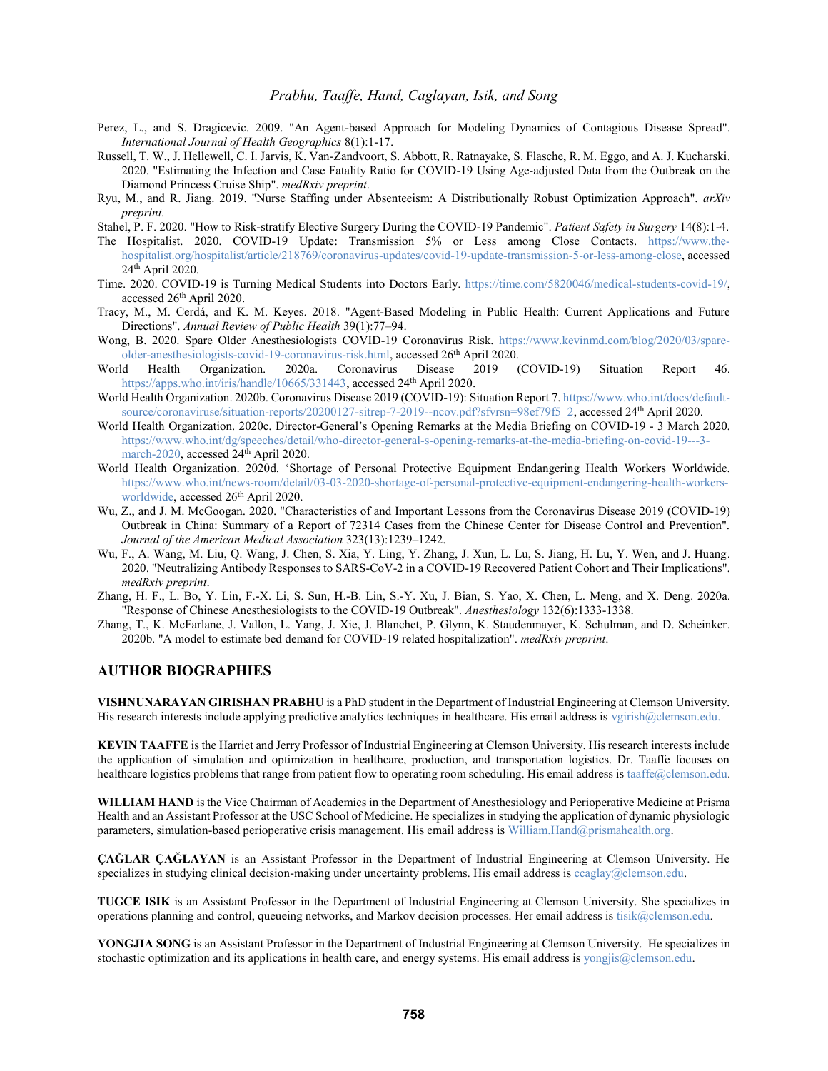Perez, L., and S. Dragicevic. 2009. "An Agent-based Approach for Modeling Dynamics of Contagious Disease Spread". *International Journal of Health Geographics* 8(1):1-17.

Russell, T. W., J. Hellewell, C. I. Jarvis, K. Van-Zandvoort, S. Abbott, R. Ratnayake, S. Flasche, R. M. Eggo, and A. J. Kucharski. 2020. "Estimating the Infection and Case Fatality Ratio for COVID-19 Using Age-adjusted Data from the Outbreak on the Diamond Princess Cruise Ship". *medRxiv preprint*.

Ryu, M., and R. Jiang. 2019. "Nurse Staffing under Absenteeism: A Distributionally Robust Optimization Approach". *arXiv preprint.*

Stahel, P. F. 2020. "How to Risk-stratify Elective Surgery During the COVID-19 Pandemic". *Patient Safety in Surgery* 14(8):1-4.

The Hospitalist. 2020. COVID-19 Update: Transmission 5% or Less among Close Contacts. https://www.the-hospitalist.org/hospitalist/article/218769/coronavirus-updates/covid-19-update-transmission-5-or-less-among-close, accessed 24th April 2020.

Time. 2020. COVID-19 is Turning Medical Students into Doctors Early. https://time.com/5820046/medical-students-covid-19/, accessed 26th April 2020.

Tracy, M., M. Cerdá, and K. M. Keyes. 2018. "Agent-Based Modeling in Public Health: Current Applications and Future Directions". *Annual Review of Public Health* 39(1):77–94.

Wong, B. 2020. Spare Older Anesthesiologists COVID-19 Coronavirus Risk. https://www.kevinmd.com/blog/2020/03/spare-older-anesthesiologists-covid-19-coronavirus-risk.html, accessed 26th April 2020.

World Health Organization. 2020a. Coronavirus Disease 2019 (COVID-19) Situation Report 46. https://apps.who.int/iris/handle/10665/331443, accessed 24th April 2020.

World Health Organization. 2020b. Coronavirus Disease 2019 (COVID-19): Situation Report 7. https://www.who.int/docs/default-source/coronaviruse/situation-reports/20200127-sitrep-7-2019--ncov.pdf?sfvrsn=98ef79f5_2, accessed 24th April 2020.

World Health Organization. 2020c. Director-General's Opening Remarks at the Media Briefing on COVID-19 - 3 March 2020. https://www.who.int/dg/speeches/detail/who-director-general-s-opening-remarks-at-the-media-briefing-on-covid-19---3-march-2020, accessed 24th April 2020.

World Health Organization. 2020d. 'Shortage of Personal Protective Equipment Endangering Health Workers Worldwide. https://www.who.int/news-room/detail/03-03-2020-shortage-of-personal-protective-equipment-endangering-health-workers-worldwide, accessed 26th April 2020.

Wu, Z., and J. M. McGoogan. 2020. "Characteristics of and Important Lessons from the Coronavirus Disease 2019 (COVID-19) Outbreak in China: Summary of a Report of 72314 Cases from the Chinese Center for Disease Control and Prevention". *Journal of the American Medical Association* 323(13):1239–1242.

Wu, F., A. Wang, M. Liu, Q. Wang, J. Chen, S. Xia, Y. Ling, Y. Zhang, J. Xun, L. Lu, S. Jiang, H. Lu, Y. Wen, and J. Huang. 2020. "Neutralizing Antibody Responses to SARS-CoV-2 in a COVID-19 Recovered Patient Cohort and Their Implications". *medRxiv preprint*.

Zhang, H. F., L. Bo, Y. Lin, F.-X. Li, S. Sun, H.-B. Lin, S.-Y. Xu, J. Bian, S. Yao, X. Chen, L. Meng, and X. Deng. 2020a. "Response of Chinese Anesthesiologists to the COVID-19 Outbreak". *Anesthesiology* 132(6):1333-1338.

Zhang, T., K. McFarlane, J. Vallon, L. Yang, J. Xie, J. Blanchet, P. Glynn, K. Staudenmayer, K. Schulman, and D. Scheinker. 2020b. "A model to estimate bed demand for COVID-19 related hospitalization". *medRxiv preprint*.

## AUTHOR BIOGRAPHIES

**VISHNUNARAYAN GIRISHAN PRABHU** is a PhD student in the Department of Industrial Engineering at Clemson University. His research interests include applying predictive analytics techniques in healthcare. His email address is vgirish@clemson.edu.

**KEVIN TAAFFE** is the Harriet and Jerry Professor of Industrial Engineering at Clemson University. His research interests include the application of simulation and optimization in healthcare, production, and transportation logistics. Dr. Taaffe focuses on healthcare logistics problems that range from patient flow to operating room scheduling. His email address is taaffe@clemson.edu.

**WILLIAM HAND** is the Vice Chairman of Academics in the Department of Anesthesiology and Perioperative Medicine at Prisma Health and an Assistant Professor at the USC School of Medicine. He specializes in studying the application of dynamic physiologic parameters, simulation-based perioperative crisis management. His email address is William.Hand@prismahealth.org.

**ÇAĞLAR ÇAĞLAYAN** is an Assistant Professor in the Department of Industrial Engineering at Clemson University. He specializes in studying clinical decision-making under uncertainty problems. His email address is ccaglay@clemson.edu.

**TUGCE ISIK** is an Assistant Professor in the Department of Industrial Engineering at Clemson University. She specializes in operations planning and control, queueing networks, and Markov decision processes. Her email address is tisik@clemson.edu.

**YONGJIA SONG** is an Assistant Professor in the Department of Industrial Engineering at Clemson University. He specializes in stochastic optimization and its applications in health care, and energy systems. His email address is yongjis@clemson.edu.